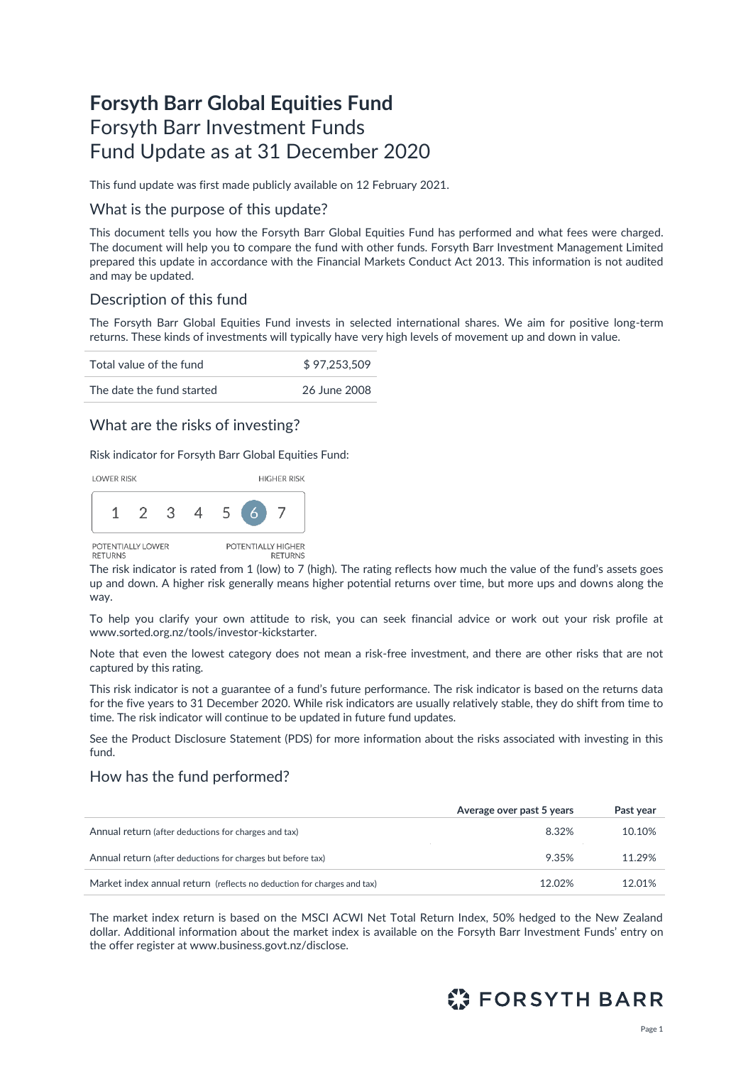# **Forsyth Barr Global Equities Fund**

# Forsyth Barr Investment Funds

# Fund Update as at 31 December 2020

This fund update was first made publicly available on 12 February 2021.

## What is the purpose of this update?

This document tells you how the Forsyth Barr Global Equities Fund has performed and what fees were charged. The document will help you to compare the fund with other funds. Forsyth Barr Investment Management Limited prepared this update in accordance with the Financial Markets Conduct Act 2013. This information is not audited and may be updated.

## Description of this fund

The Forsyth Barr Global Equities Fund invests in selected international shares. We aim for positive long-term returns. These kinds of investments will typically have very high levels of movement up and down in value.

| | |
|---|---|
| Total value of the fund | $ 97,253,509 |
| The date the fund started | 26 June 2008 |

## What are the risks of investing?

Risk indicator for Forsyth Barr Global Equities Fund:

LOWER RISK HIGHER RISK

1 2 3 4 5 **6** 7

POTENTIALLY LOWER RETURNS POTENTIALLY HIGHER RETURNS

The risk indicator is rated from 1 (low) to 7 (high). The rating reflects how much the value of the fund's assets goes up and down. A higher risk generally means higher potential returns over time, but more ups and downs along the way.

To help you clarify your own attitude to risk, you can seek financial advice or work out your risk profile at www.sorted.org.nz/tools/investor-kickstarter.

Note that even the lowest category does not mean a risk-free investment, and there are other risks that are not captured by this rating.

This risk indicator is not a guarantee of a fund's future performance. The risk indicator is based on the returns data for the five years to 31 December 2020. While risk indicators are usually relatively stable, they do shift from time to time. The risk indicator will continue to be updated in future fund updates.

See the Product Disclosure Statement (PDS) for more information about the risks associated with investing in this fund.

## How has the fund performed?

| | Average over past 5 years | Past year |
|---|---|---|
| Annual return (after deductions for charges and tax) | 8.32% | 10.10% |
| Annual return (after deductions for charges but before tax) | 9.35% | 11.29% |
| Market index annual return (reflects no deduction for charges and tax) | 12.02% | 12.01% |

The market index return is based on the MSCI ACWI Net Total Return Index, 50% hedged to the New Zealand dollar. Additional information about the market index is available on the Forsyth Barr Investment Funds' entry on the offer register at www.business.govt.nz/disclose.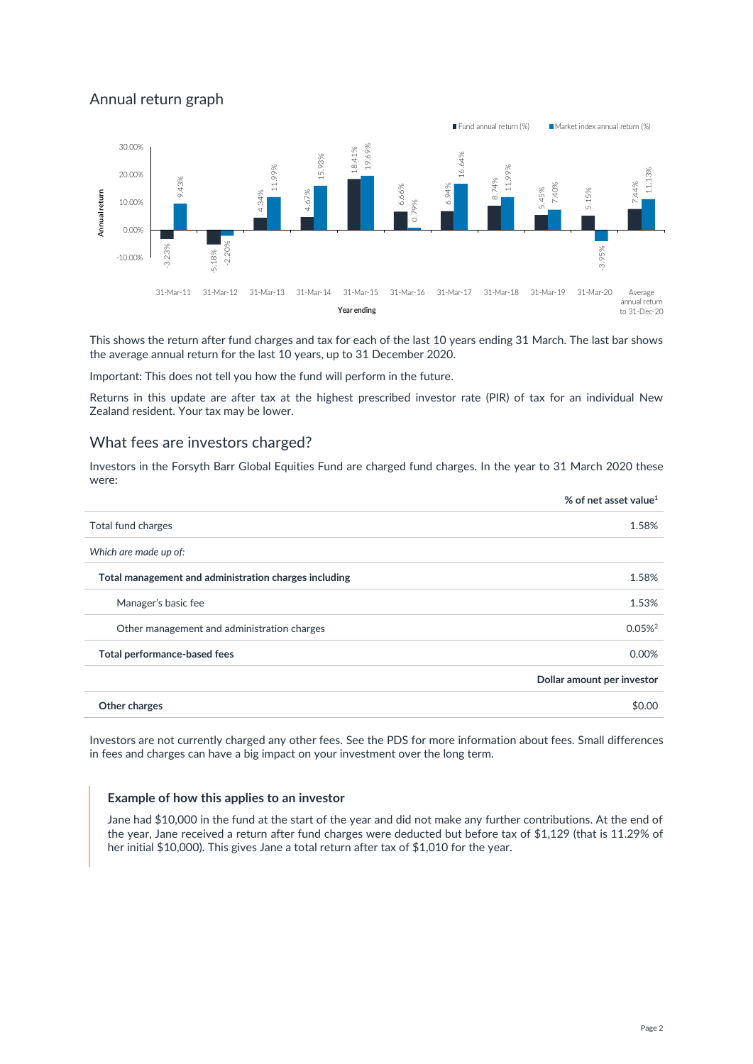## Annual return graph

Fund annual return (%)  Market index annual return (%)

Annual return

30.00%
20.00%
10.00%
0.00%
-10.00%

-3.23% 9.43%
-5.18% -2.20%
4.34% 11.99%
4.67% 15.93%
18.41% 19.69%
6.66% 0.79%
6.94% 16.64%
8.74% 11.99%
5.45% 7.40%
5.15% -3.95%
7.44% 11.13%

31-Mar-11 31-Mar-12 31-Mar-13 31-Mar-14 31-Mar-15 31-Mar-16 31-Mar-17 31-Mar-18 31-Mar-19 31-Mar-20 Average annual return to 31-Dec-20

Year ending

This shows the return after fund charges and tax for each of the last 10 years ending 31 March. The last bar shows the average annual return for the last 10 years, up to 31 December 2020.

Important: This does not tell you how the fund will perform in the future.

Returns in this update are after tax at the highest prescribed investor rate (PIR) of tax for an individual New Zealand resident. Your tax may be lower.

## What fees are investors charged?

Investors in the Forsyth Barr Global Equities Fund are charged fund charges. In the year to 31 March 2020 these were:

| | % of net asset value[1] |
|---|---|
| Total fund charges | 1.58% |
| *Which are made up of:* | |
| **Total management and administration charges including** | 1.58% |
| Manager's basic fee | 1.53% |
| Other management and administration charges | 0.05%[2] |
| **Total performance-based fees** | 0.00% |
| | **Dollar amount per investor** |
| **Other charges** | $0.00 |

Investors are not currently charged any other fees. See the PDS for more information about fees. Small differences in fees and charges can have a big impact on your investment over the long term.

### Example of how this applies to an investor

Jane had $10,000 in the fund at the start of the year and did not make any further contributions. At the end of the year, Jane received a return after fund charges were deducted but before tax of $1,129 (that is 11.29% of her initial $10,000). This gives Jane a total return after tax of $1,010 for the year.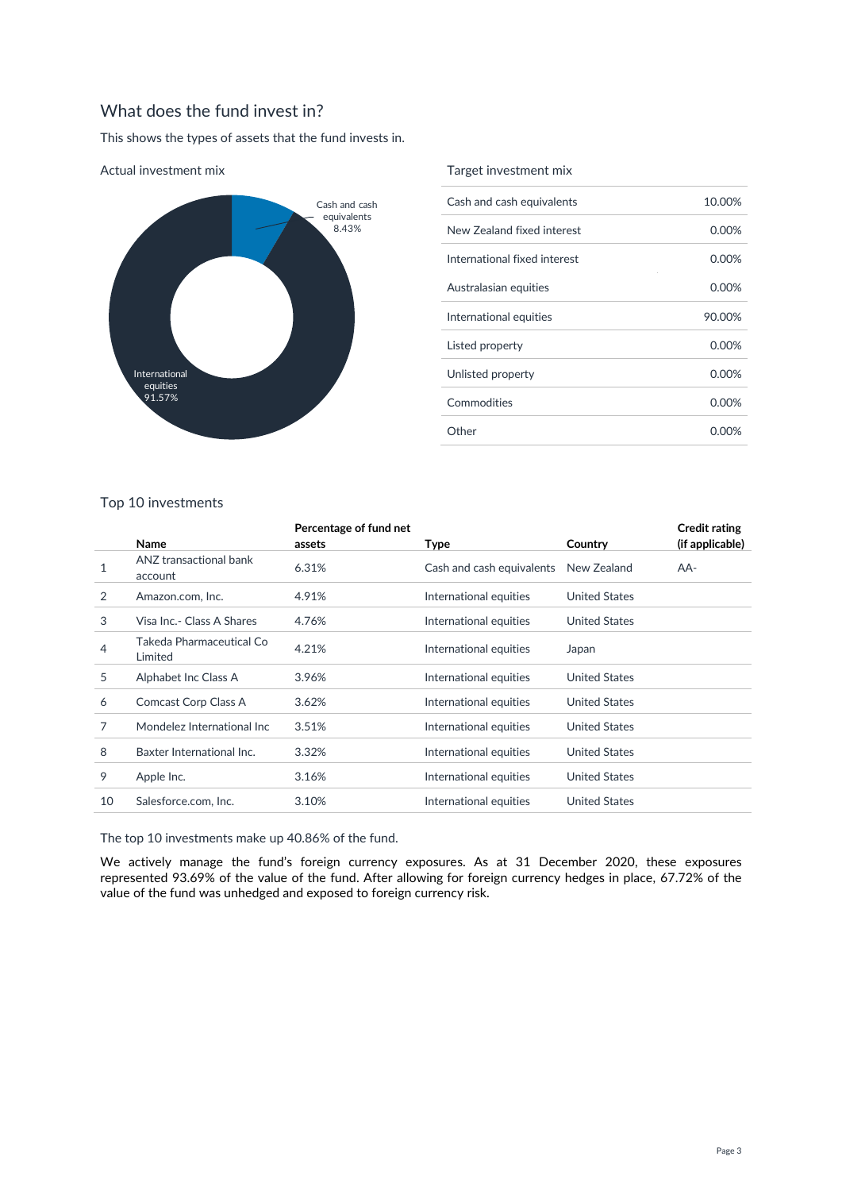## What does the fund invest in?

This shows the types of assets that the fund invests in.

### Actual investment mix

Cash and cash equivalents 8.43%

International equities 91.57%

### Target investment mix

| | |
|---|---|
| Cash and cash equivalents | 10.00% |
| New Zealand fixed interest | 0.00% |
| International fixed interest | 0.00% |
| Australasian equities | 0.00% |
| International equities | 90.00% |
| Listed property | 0.00% |
| Unlisted property | 0.00% |
| Commodities | 0.00% |
| Other | 0.00% |

### Top 10 investments

| | Name | Percentage of fund net assets | Type | Country | Credit rating (if applicable) |
|---|---|---|---|---|---|
| 1 | ANZ transactional bank account | 6.31% | Cash and cash equivalents | New Zealand | AA- |
| 2 | Amazon.com, Inc. | 4.91% | International equities | United States | |
| 3 | Visa Inc.- Class A Shares | 4.76% | International equities | United States | |
| 4 | Takeda Pharmaceutical Co Limited | 4.21% | International equities | Japan | |
| 5 | Alphabet Inc Class A | 3.96% | International equities | United States | |
| 6 | Comcast Corp Class A | 3.62% | International equities | United States | |
| 7 | Mondelez International Inc | 3.51% | International equities | United States | |
| 8 | Baxter International Inc. | 3.32% | International equities | United States | |
| 9 | Apple Inc. | 3.16% | International equities | United States | |
| 10 | Salesforce.com, Inc. | 3.10% | International equities | United States | |

The top 10 investments make up 40.86% of the fund.

We actively manage the fund's foreign currency exposures. As at 31 December 2020, these exposures represented 93.69% of the value of the fund. After allowing for foreign currency hedges in place, 67.72% of the value of the fund was unhedged and exposed to foreign currency risk.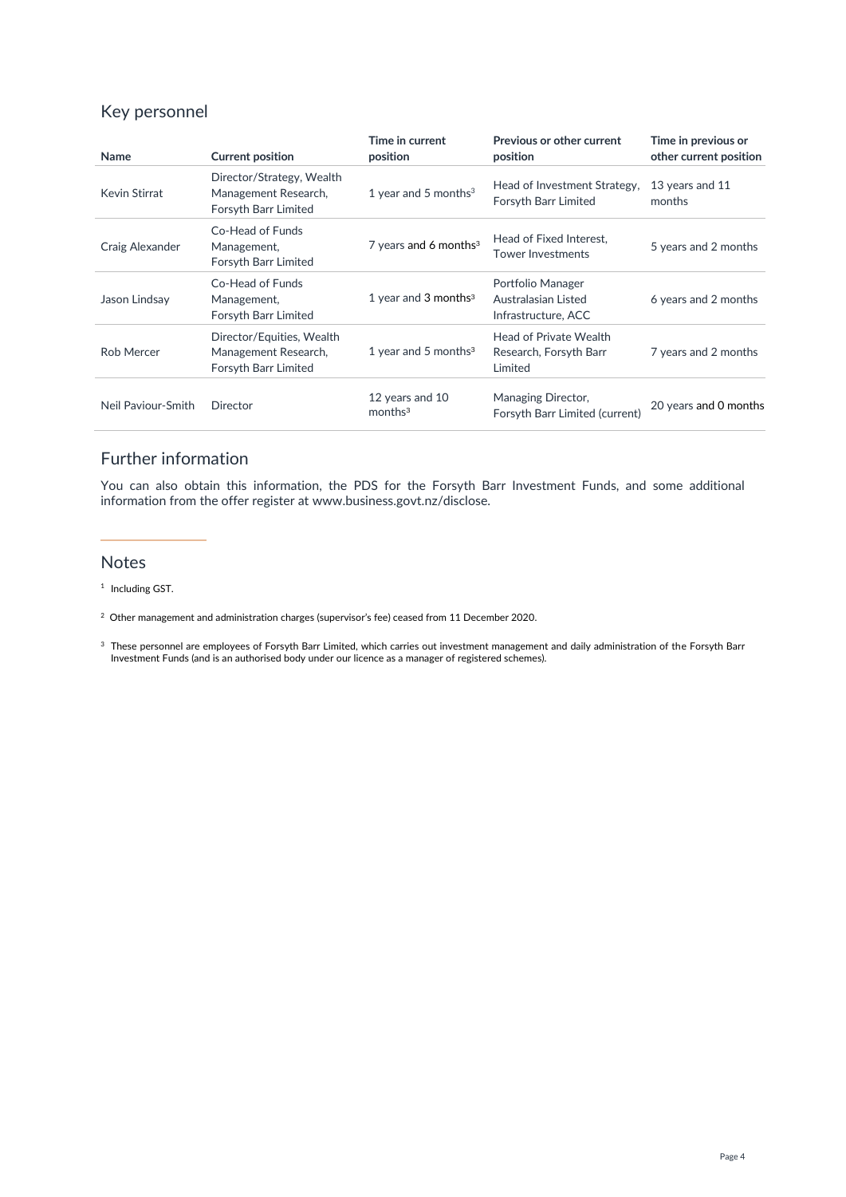## Key personnel

| Name | Current position | Time in current position | Previous or other current position | Time in previous or other current position |
|---|---|---|---|---|
| Kevin Stirrat | Director/Strategy, Wealth Management Research, Forsyth Barr Limited | 1 year and 5 months[3] | Head of Investment Strategy, Forsyth Barr Limited | 13 years and 11 months |
| Craig Alexander | Co-Head of Funds Management, Forsyth Barr Limited | 7 years and 6 months[3] | Head of Fixed Interest, Tower Investments | 5 years and 2 months |
| Jason Lindsay | Co-Head of Funds Management, Forsyth Barr Limited | 1 year and 3 months[3] | Portfolio Manager Australasian Listed Infrastructure, ACC | 6 years and 2 months |
| Rob Mercer | Director/Equities, Wealth Management Research, Forsyth Barr Limited | 1 year and 5 months[3] | Head of Private Wealth Research, Forsyth Barr Limited | 7 years and 2 months |
| Neil Paviour-Smith | Director | 12 years and 10 months[3] | Managing Director, Forsyth Barr Limited (current) | 20 years and 0 months |

## Further information

You can also obtain this information, the PDS for the Forsyth Barr Investment Funds, and some additional information from the offer register at www.business.govt.nz/disclose.

## Notes

[1] Including GST.

[2] Other management and administration charges (supervisor's fee) ceased from 11 December 2020.

[3] These personnel are employees of Forsyth Barr Limited, which carries out investment management and daily administration of the Forsyth Barr Investment Funds (and is an authorised body under our licence as a manager of registered schemes).